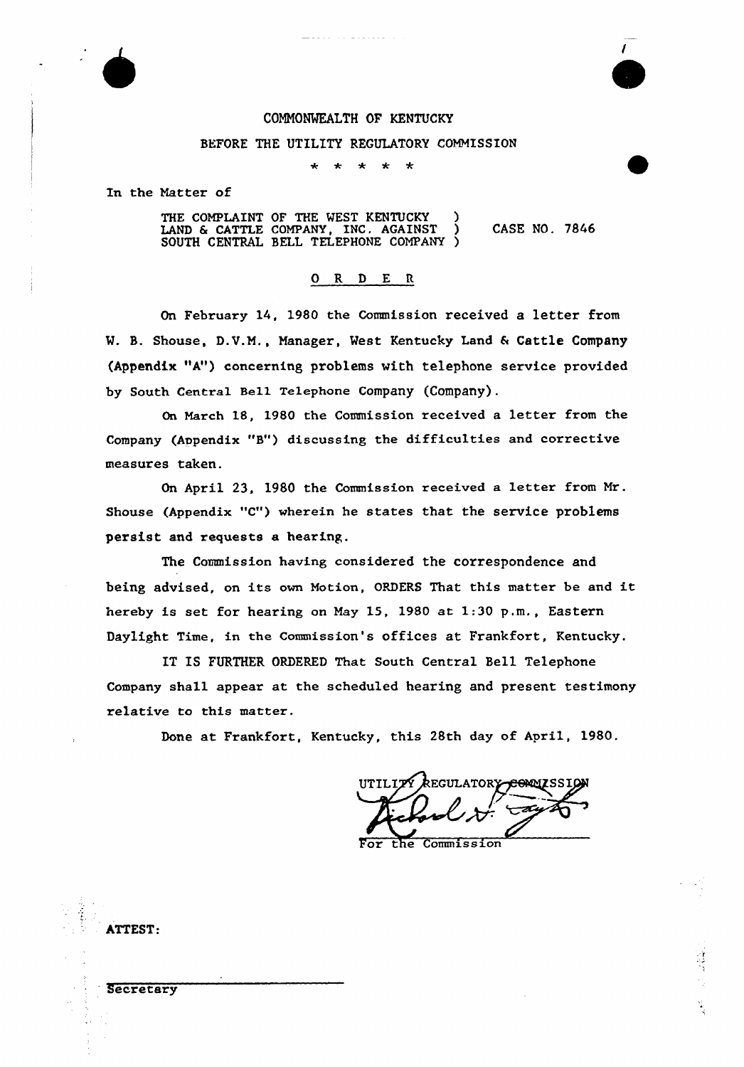COMMONWEALTH OF KENTUCKY

BEFORE THE UTILITY REGULATORY COMMISSION

\* \* \* \* \*

In the Matter of

THE COMPLAINT OF THE WEST KENTUCKY LAND & CATTLE COMPANY, INC. AGAINST SOUTH CENTRAL BELL TELEPHONE COMPANY ) CASE NO. 7846

# O R D E R

On February 14, 1980 the Commission received a letter from W. B. Shouse, D.V.M., Manager, West Kentucky Land & Cattle Company (Appendix "A") concerning problems with telephone service provided by South Central Bell Telephone Company (Company).

On March 18, 1980 the Commission received a letter from the Company (Appendix "B") discussing the difficulties and corrective measures taken.

On April 23, 1980 the Commission received a letter from Mr. Shouse (Appendix "C") wherein he states that the service problems persist and requests a hearing.

The Commission having considered the correspondence and being advised, on its own Motion, ORDERS That this matter be and it hereby is set for hearing on May 15, 1980 at 1:30 p.m., Eastern Daylight Time, in the Commission's offices at Frankfort, Kentucky.

IT IS FURTHER ORDERED That South Central Bell Telephone Company shall appear at the scheduled hearing and present testimony relative to this matter.

Done at Frankfort, Kentucky, this 28th day of April, 1980.

UTILITY REGULATORY COMMISSION

For the Commission

ATTEST:

Secretary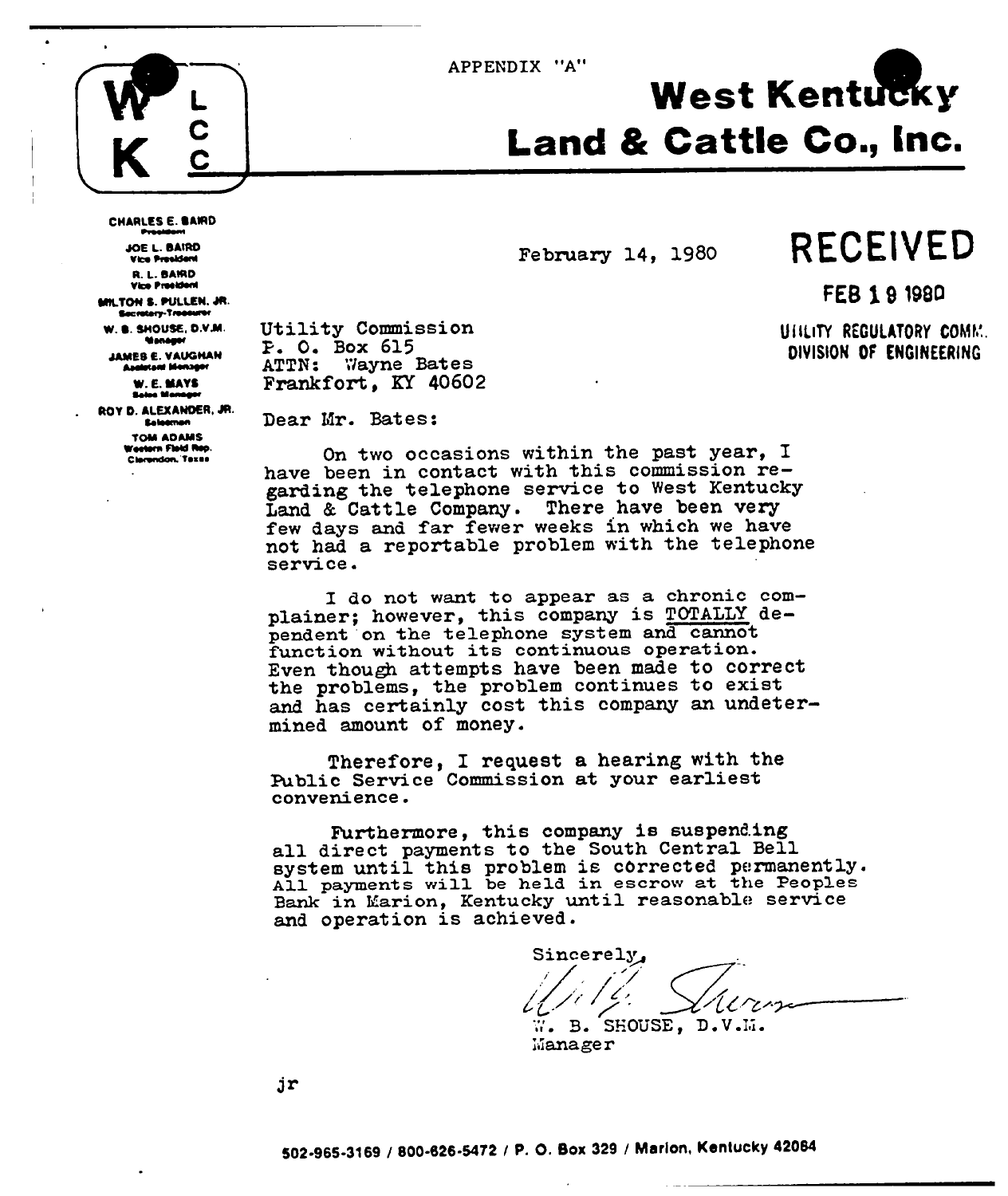APPENDIX "A"

# West Kentucky Land & Cattle Co., Inc.

WKLCC

CHARLES E. BAIRD
President

JOE L. BAIRD
Vice President

R. L. BAIRD
Vice President

MILTON S. PULLEN, JR.
Secretary-Treasurer

W. B. SHOUSE, D.V.M.
Manager

JAMES E. VAUGHAN
Assistant Manager

W. E. MAYS
Sales Manager

ROY D. ALEXANDER, JR.
Salesman

TOM ADAMS
Western Field Rep.
Clarendon, Texas

February 14, 1980

**RECEIVED**

FEB 19 1980

UTILITY REGULATORY COMM.
DIVISION OF ENGINEERING

Utility Commission
P. O. Box 615
ATTN: Wayne Bates
Frankfort, KY 40602

Dear Mr. Bates:

On two occasions within the past year, I have been in contact with this commission regarding the telephone service to West Kentucky Land & Cattle Company. There have been very few days and far fewer weeks in which we have not had a reportable problem with the telephone service.

I do not want to appear as a chronic complainer; however, this company is <u>TOTALLY</u> dependent on the telephone system and cannot function without its continuous operation. Even though attempts have been made to correct the problems, the problem continues to exist and has certainly cost this company an undetermined amount of money.

Therefore, I request a hearing with the Public Service Commission at your earliest convenience.

Furthermore, this company is suspending all direct payments to the South Central Bell system until this problem is corrected permanently. All payments will be held in escrow at the Peoples Bank in Marion, Kentucky until reasonable service and operation is achieved.

Sincerely,

W. B. SHOUSE, D.V.M.
Manager

jr

502-965-3169 / 800-626-5472 / P. O. Box 329 / Marion, Kentucky 42064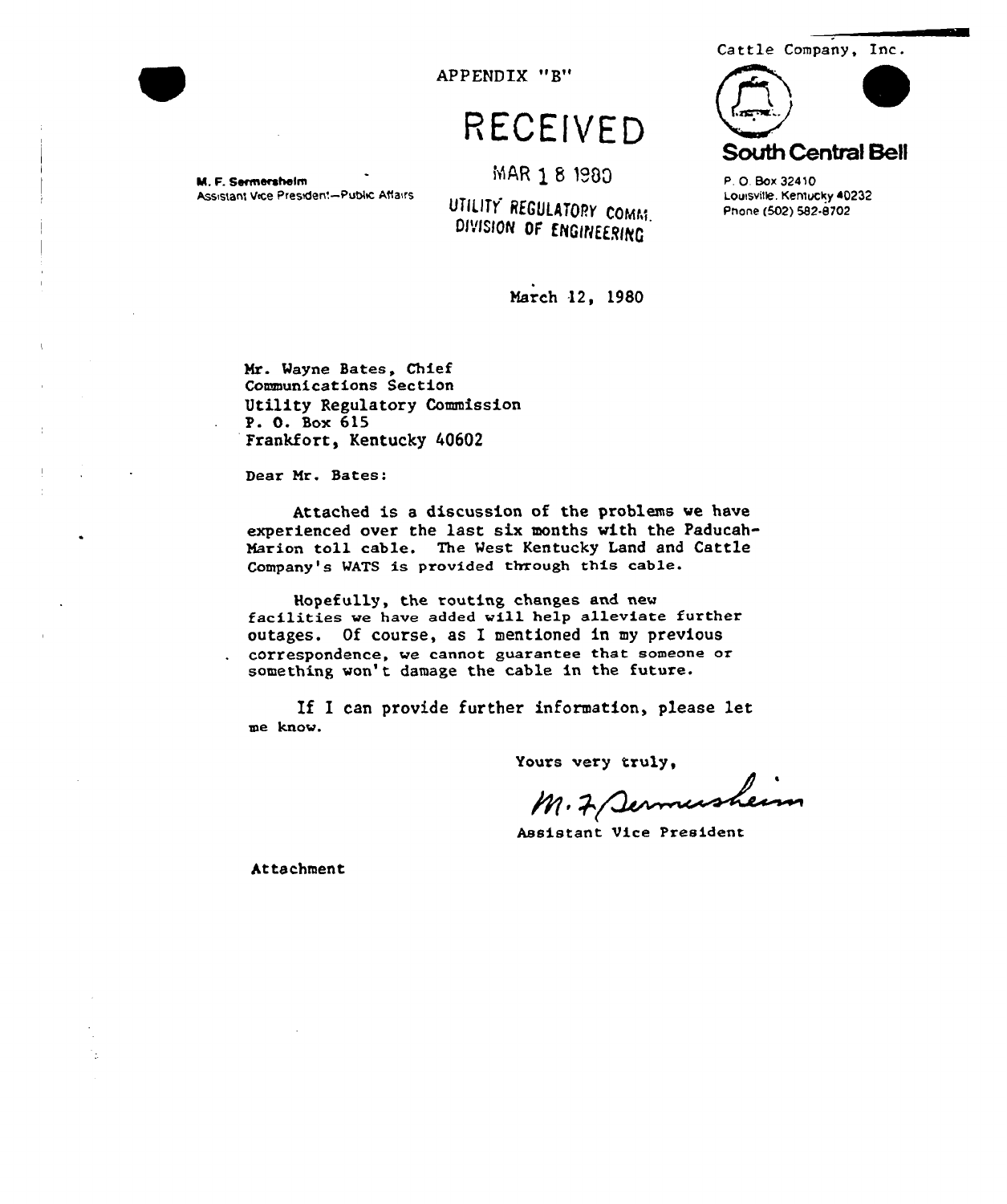APPENDIX "B"

Cattle Company, Inc.

**South Central Bell**

P. O. Box 32410
Louisville, Kentucky 40232
Phone (502) 582-8702

**M. F. Sermersheim**
Assistant Vice President—Public Affairs

RECEIVED

MAR 18 1980

UTILITY REGULATORY COMM.
DIVISION OF ENGINEERING

March 12, 1980

Mr. Wayne Bates, Chief
Communications Section
Utility Regulatory Commission
P. O. Box 615
Frankfort, Kentucky 40602

Dear Mr. Bates:

Attached is a discussion of the problems we have experienced over the last six months with the Paducah-Marion toll cable. The West Kentucky Land and Cattle Company's WATS is provided through this cable.

Hopefully, the routing changes and new facilities we have added will help alleviate further outages. Of course, as I mentioned in my previous correspondence, we cannot guarantee that someone or something won't damage the cable in the future.

If I can provide further information, please let me know.

Yours very truly,

M. F. Sermersheim

Assistant Vice President

Attachment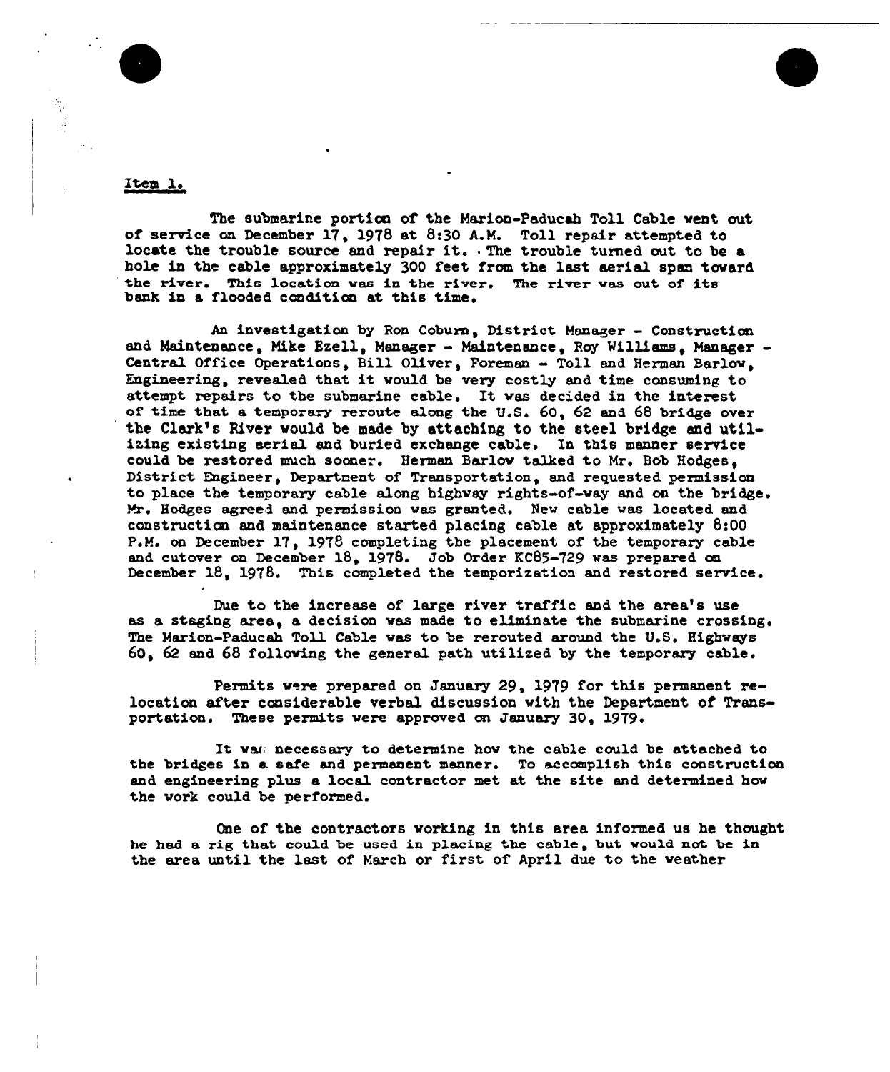Item 1.

The submarine portion of the Marion-Paducah Toll Cable went out of service on December 17, 1978 at 8:30 A.M. Toll repair attempted to locate the trouble source and repair it. The trouble turned out to be a hole in the cable approximately 300 feet from the last aerial span toward the river. This location was in the river. The river was out of its bank in a flooded condition at this time.

An investigation by Ron Coburn, District Manager - Construction and Maintenance, Mike Ezell, Manager - Maintenance, Roy Williams, Manager - Central Office Operations, Bill Oliver, Foreman - Toll and Herman Barlow, Engineering, revealed that it would be very costly and time consuming to attempt repairs to the submarine cable. It was decided in the interest of time that a temporary reroute along the U.S. 60, 62 and 68 bridge over the Clark's River would be made by attaching to the steel bridge and utilizing existing aerial and buried exchange cable. In this manner service could be restored much sooner. Herman Barlow talked to Mr. Bob Hodges, District Engineer, Department of Transportation, and requested permission to place the temporary cable along highway rights-of-way and on the bridge. Mr. Hodges agreed and permission was granted. New cable was located and construction and maintenance started placing cable at approximately 8:00 P.M. on December 17, 1978 completing the placement of the temporary cable and cutover on December 18, 1978. Job Order KC85-729 was prepared on December 18, 1978. This completed the temporization and restored service.

Due to the increase of large river traffic and the area's use as a staging area, a decision was made to eliminate the submarine crossing. The Marion-Paducah Toll Cable was to be rerouted around the U.S. Highways 60, 62 and 68 following the general path utilized by the temporary cable.

Permits were prepared on January 29, 1979 for this permanent relocation after considerable verbal discussion with the Department of Transportation. These permits were approved on January 30, 1979.

It was necessary to determine how the cable could be attached to the bridges in a safe and permanent manner. To accomplish this construction and engineering plus a local contractor met at the site and determined how the work could be performed.

One of the contractors working in this area informed us he thought he had a rig that could be used in placing the cable, but would not be in the area until the last of March or first of April due to the weather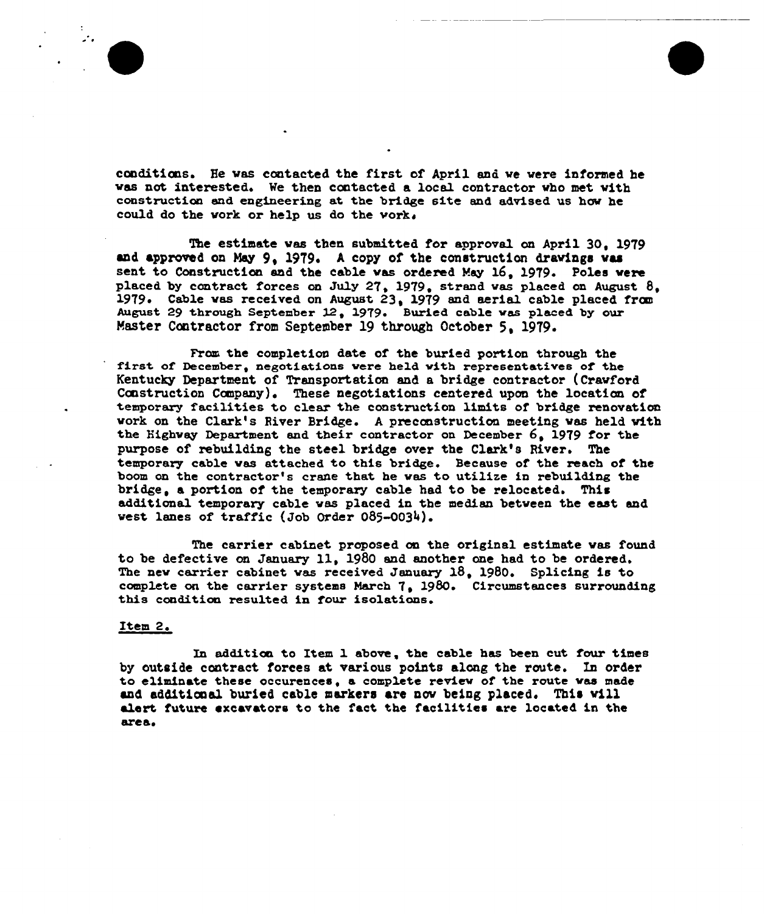conditions. He was contacted the first of April and we were informed he was not interested. We then contacted a local contractor who met with construction and engineering at the bridge site and advised us how he could do the work or help us do the work.

The estimate was then submitted for approval on April 30, 1979 and approved on May 9, 1979. A copy of the construction drawings was sent to Construction and the cable was ordered May 16, 1979. Poles were placed by contract forces on July 27, 1979, strand was placed on August 8, 1979. Cable was received on August 23, 1979 and aerial cable placed from August 29 through September 12, 1979. Buried cable was placed by our Master Contractor from September 19 through October 5, 1979.

From the completion date of the buried portion through the first of December, negotiations were held with representatives of the Kentucky Department of Transportation and a bridge contractor (Crawford Construction Company). These negotiations centered upon the location of temporary facilities to clear the construction limits of bridge renovation work on the Clark's River Bridge. A preconstruction meeting was held with the Highway Department and their contractor on December 6, 1979 for the purpose of rebuilding the steel bridge over the Clark's River. The temporary cable was attached to this bridge. Because of the reach of the boom on the contractor's crane that he was to utilize in rebuilding the bridge, a portion of the temporary cable had to be relocated. This additional temporary cable was placed in the median between the east and west lanes of traffic (Job Order 085-0034).

The carrier cabinet proposed on the original estimate was found to be defective on January 11, 1980 and another one had to be ordered. The new carrier cabinet was received January 18, 1980. Splicing is to complete on the carrier systems March 7, 1980. Circumstances surrounding this condition resulted in four isolations.

Item 2.

In addition to Item 1 above, the cable has been cut four times by outside contract forces at various points along the route. In order to eliminate these occurences, a complete review of the route was made and additional buried cable markers are now being placed. This will alert future excavators to the fact the facilities are located in the area.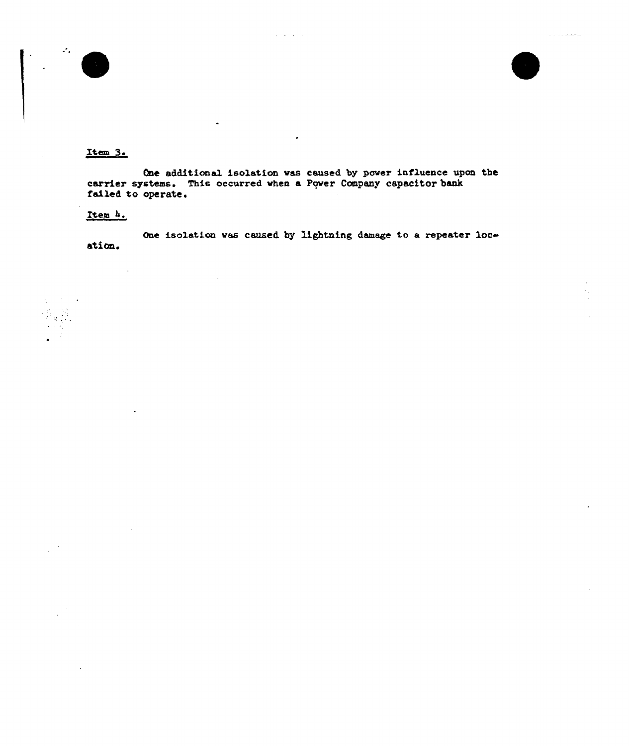<u>Item 3.</u>

One additional isolation was caused by power influence upon the carrier systems. This occurred when a Power Company capacitor bank failed to operate.

<u>Item 4.</u>

One isolation was caused by lightning damage to a repeater location.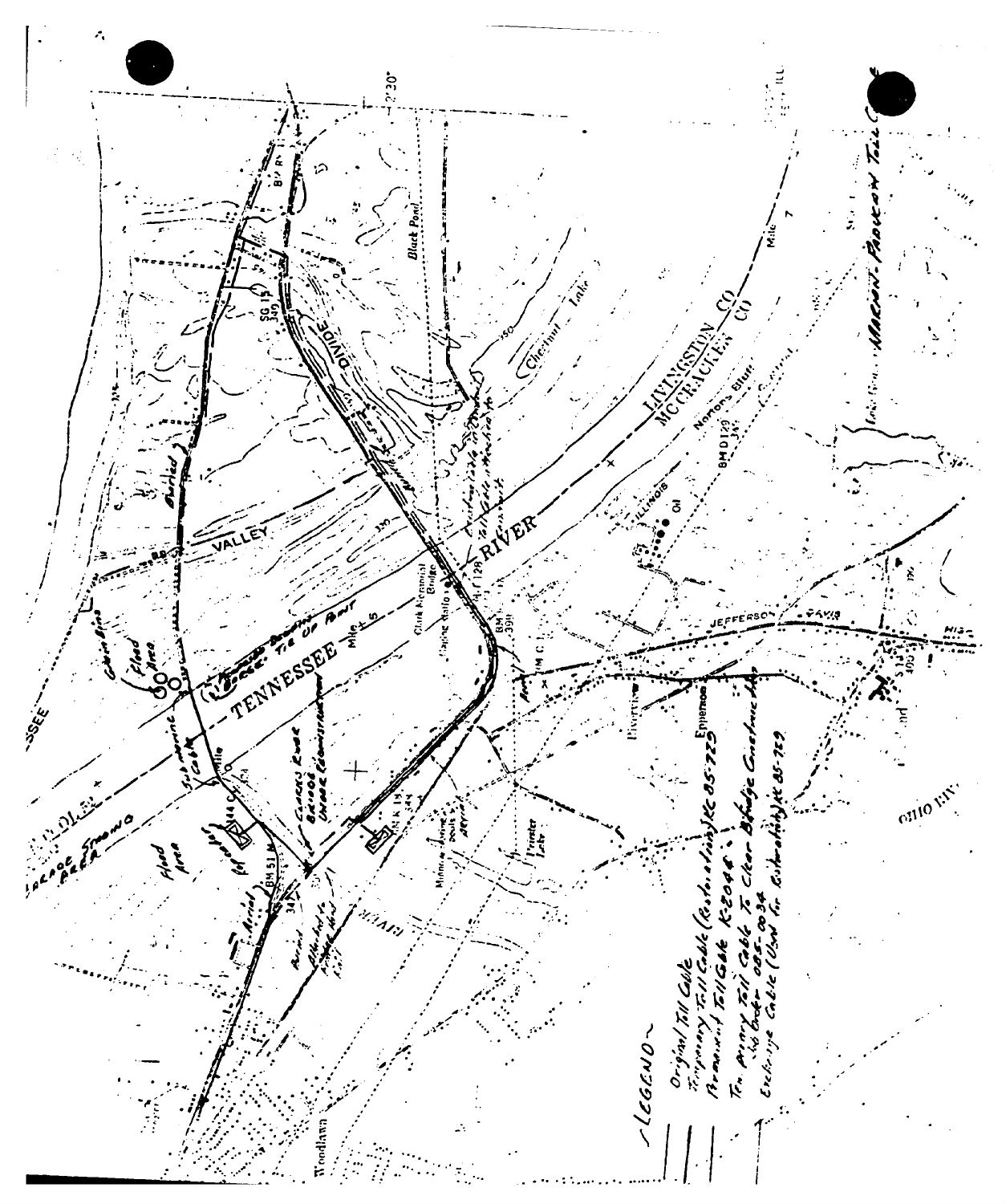Marion - Paducah Toll Cable

LEGEND

- Original Toll Cable
- Temporary Toll Cable (Restoration) KC 85-729
- Permanent Toll Cable K-2046
- Ten Primary Toll Cable To Clear Bridge Construction Job Order 085-0034
- Exchange Cable (Used for Restoration) KC 85-729

Buried

Flood Area

Submarine Cable

Possible Bridge Tie Up Point

Cairo Road Bridge Under Construction

Flood Area

Aerial

Attached to Aerial Wire Line

LIVINGSTON CO

MC CRACKEN CO

TENNESSEE RIVER

VALLEY

DIVIDE

JEFFERSON DAVIS HIGHWAY

OHIO RIV

Clark Memorial Bridge

Black Pond

Chestnut Lake

Woodlawn

Epperson

Riverview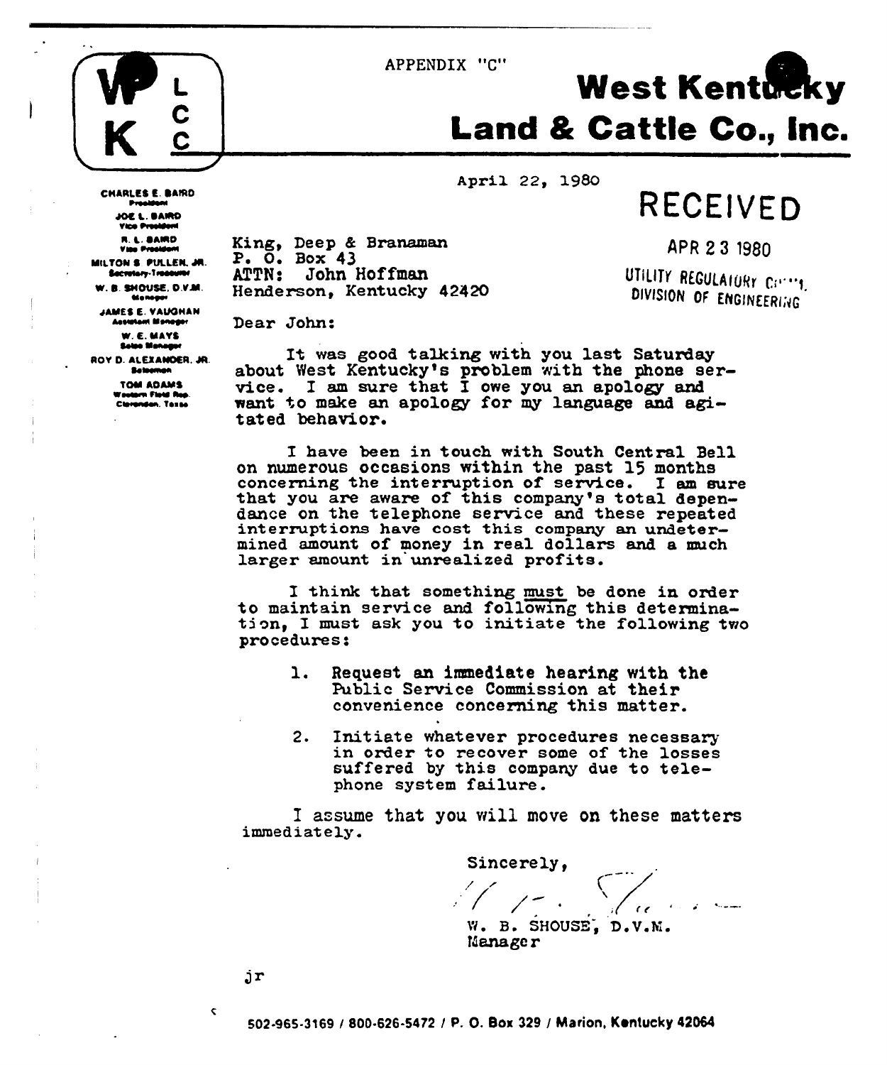APPENDIX "C"

# West Kentucky Land & Cattle Co., Inc.

WKLCC

CHARLES E. BAIRD
President

JOE L. BAIRD
Vice President

R. L. BAIRD
Vice President

MILTON S. PULLEN, JR.
Secretary-Treasurer

W. B. SHOUSE, D.V.M.
Manager

JAMES E. VAUGHAN
Assistant Manager

W. E. MAYS
Sales Manager

ROY D. ALEXANDER, JR.
Salesman

TOM ADAMS
Western Field Rep.
Clarendon, Texas

April 22, 1980

RECEIVED
APR 23 1980
UTILITY REGULATORY COMM.
DIVISION OF ENGINEERING

King, Deep & Branaman
P. O. Box 43
ATTN: John Hoffman
Henderson, Kentucky 42420

Dear John:

It was good talking with you last Saturday about West Kentucky's problem with the phone service. I am sure that I owe you an apology and want to make an apology for my language and agitated behavior.

I have been in touch with South Central Bell on numerous occasions within the past 15 months concerning the interruption of service. I am sure that you are aware of this company's total dependance on the telephone service and these repeated interruptions have cost this company an undetermined amount of money in real dollars and a much larger amount in unrealized profits.

I think that something <u>must</u> be done in order to maintain service and following this determination, I must ask you to initiate the following two procedures:

1. Request an immediate hearing with the Public Service Commission at their convenience concerning this matter.

2. Initiate whatever procedures necessary in order to recover some of the losses suffered by this company due to telephone system failure.

I assume that you will move on these matters immediately.

Sincerely,

W. B. SHOUSE, D.V.M.
Manager

jr

502-965-3169 / 800-626-5472 / P. O. Box 329 / Marion, Kentucky 42064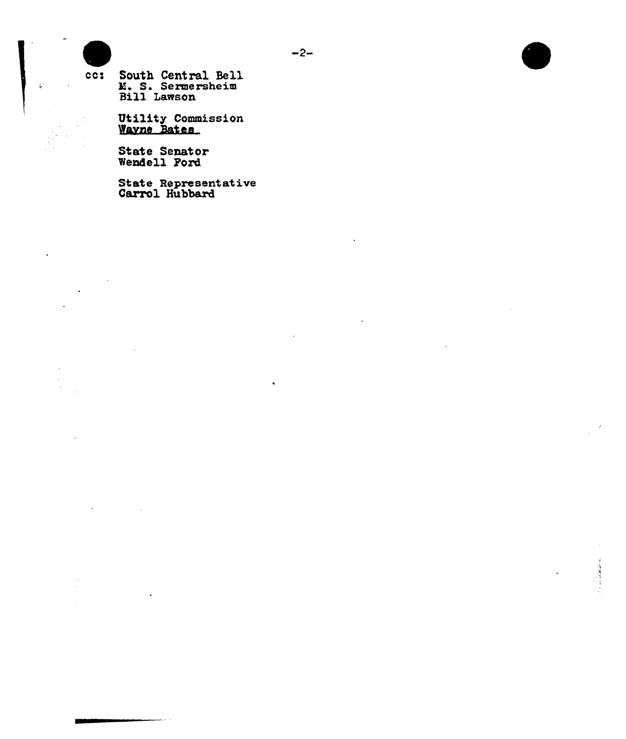cc: South Central Bell
M. S. Sermersheim
Bill Lawson

Utility Commission
Wayne Bates

State Senator
Wendell Ford

State Representative
Carrol Hubbard